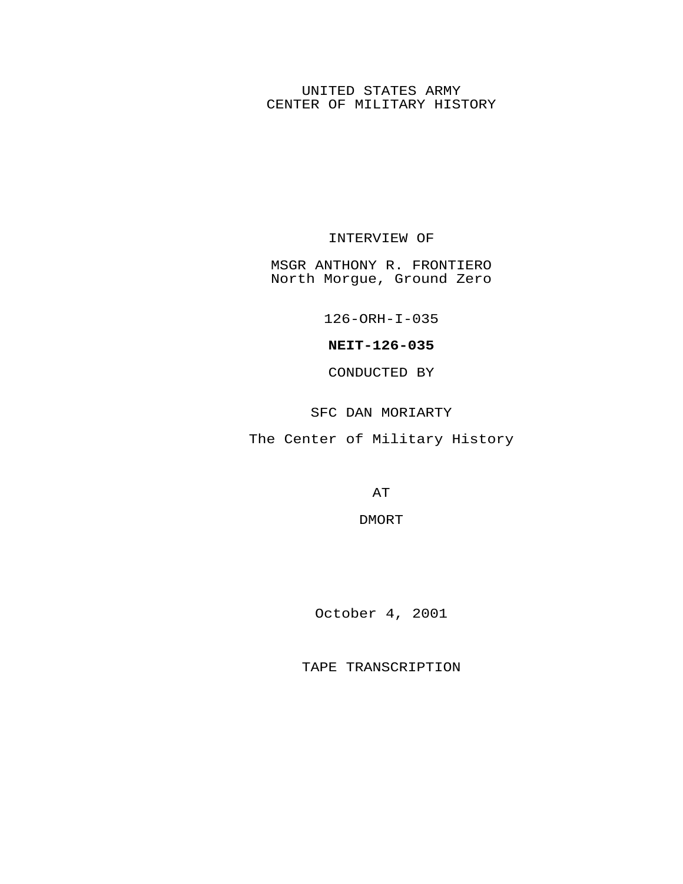UNITED STATES ARMY
CENTER OF MILITARY HISTORY

INTERVIEW OF

MSGR ANTHONY R. FRONTIERO
North Morgue, Ground Zero

126-ORH-I-035

**NEIT-126-035**

CONDUCTED BY

SFC DAN MORIARTY

The Center of Military History

AT

DMORT

October 4, 2001

TAPE TRANSCRIPTION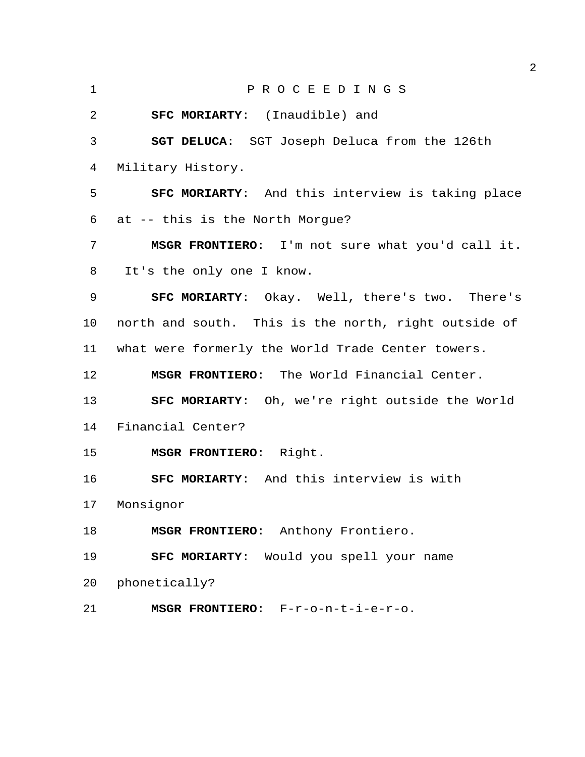P R O C E E D I N G S

**SFC MORIARTY**: (Inaudible) and

**SGT DELUCA**: SGT Joseph Deluca from the 126th Military History.

**SFC MORIARTY**: And this interview is taking place at -- this is the North Morgue?

**MSGR FRONTIERO**: I'm not sure what you'd call it. It's the only one I know.

**SFC MORIARTY**: Okay. Well, there's two. There's north and south. This is the north, right outside of what were formerly the World Trade Center towers.

**MSGR FRONTIERO**: The World Financial Center.

**SFC MORIARTY**: Oh, we're right outside the World Financial Center?

**MSGR FRONTIERO**: Right.

**SFC MORIARTY**: And this interview is with Monsignor

**MSGR FRONTIERO**: Anthony Frontiero.

**SFC MORIARTY**: Would you spell your name phonetically?

**MSGR FRONTIERO**: F-r-o-n-t-i-e-r-o.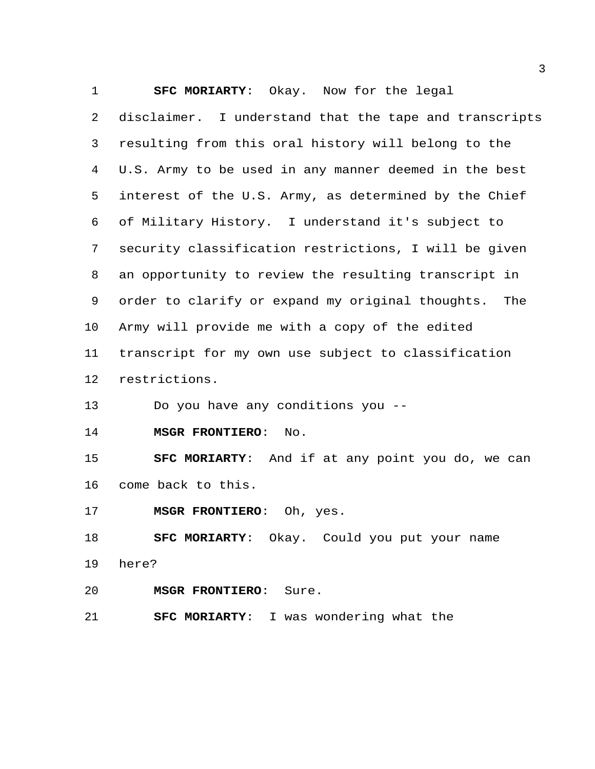**SFC MORIARTY**: Okay. Now for the legal disclaimer. I understand that the tape and transcripts resulting from this oral history will belong to the U.S. Army to be used in any manner deemed in the best interest of the U.S. Army, as determined by the Chief of Military History. I understand it's subject to security classification restrictions, I will be given an opportunity to review the resulting transcript in order to clarify or expand my original thoughts. The Army will provide me with a copy of the edited transcript for my own use subject to classification restrictions.

Do you have any conditions you --

**MSGR FRONTIERO**: No.

**SFC MORIARTY**: And if at any point you do, we can come back to this.

**MSGR FRONTIERO**: Oh, yes.

**SFC MORIARTY**: Okay. Could you put your name here?

**MSGR FRONTIERO**: Sure.

**SFC MORIARTY**: I was wondering what the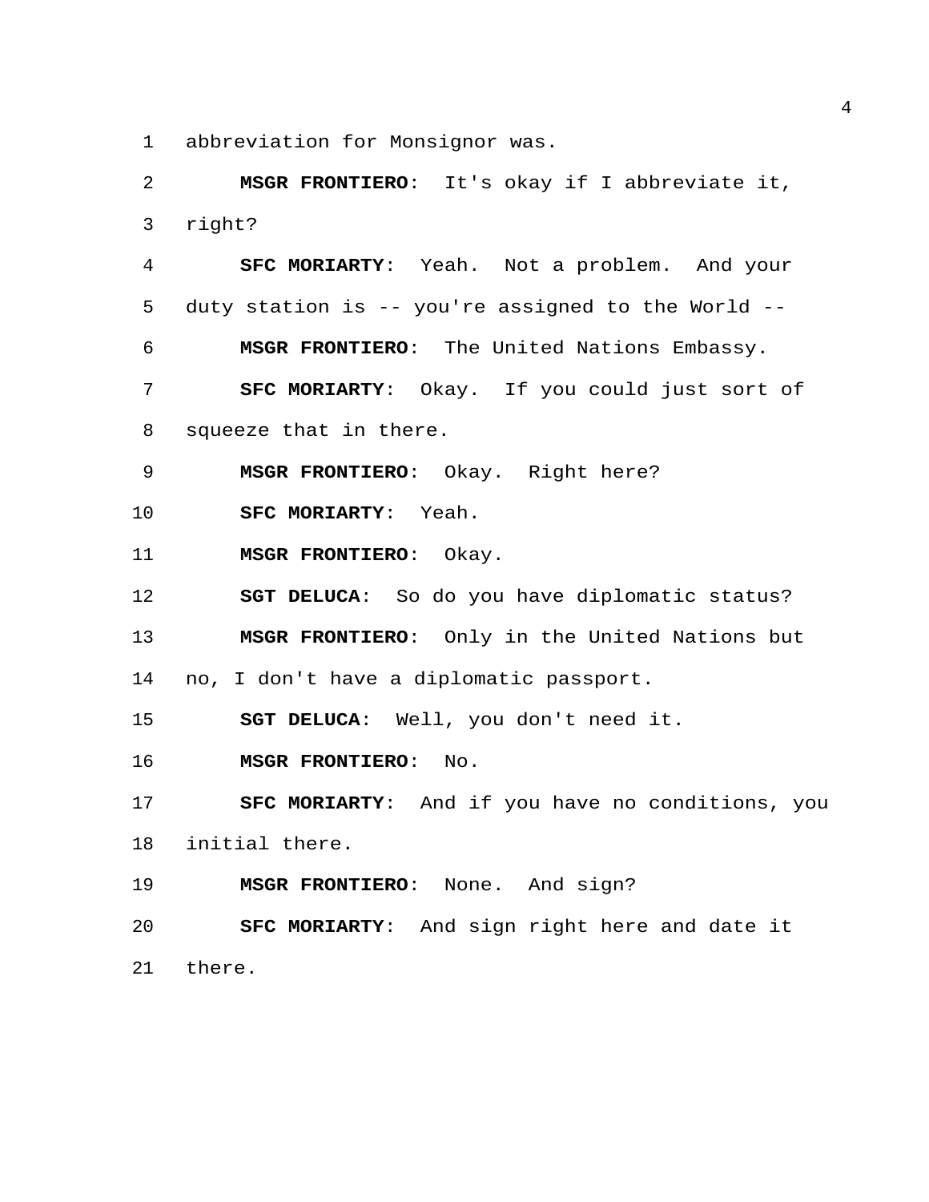abbreviation for Monsignor was.

**MSGR FRONTIERO**: It's okay if I abbreviate it, right?

**SFC MORIARTY**: Yeah. Not a problem. And your duty station is -- you're assigned to the World --

**MSGR FRONTIERO**: The United Nations Embassy.

**SFC MORIARTY**: Okay. If you could just sort of squeeze that in there.

**MSGR FRONTIERO**: Okay. Right here?

**SFC MORIARTY**: Yeah.

**MSGR FRONTIERO**: Okay.

**SGT DELUCA**: So do you have diplomatic status?

**MSGR FRONTIERO**: Only in the United Nations but no, I don't have a diplomatic passport.

**SGT DELUCA**: Well, you don't need it.

**MSGR FRONTIERO**: No.

**SFC MORIARTY**: And if you have no conditions, you initial there.

**MSGR FRONTIERO**: None. And sign?

**SFC MORIARTY**: And sign right here and date it there.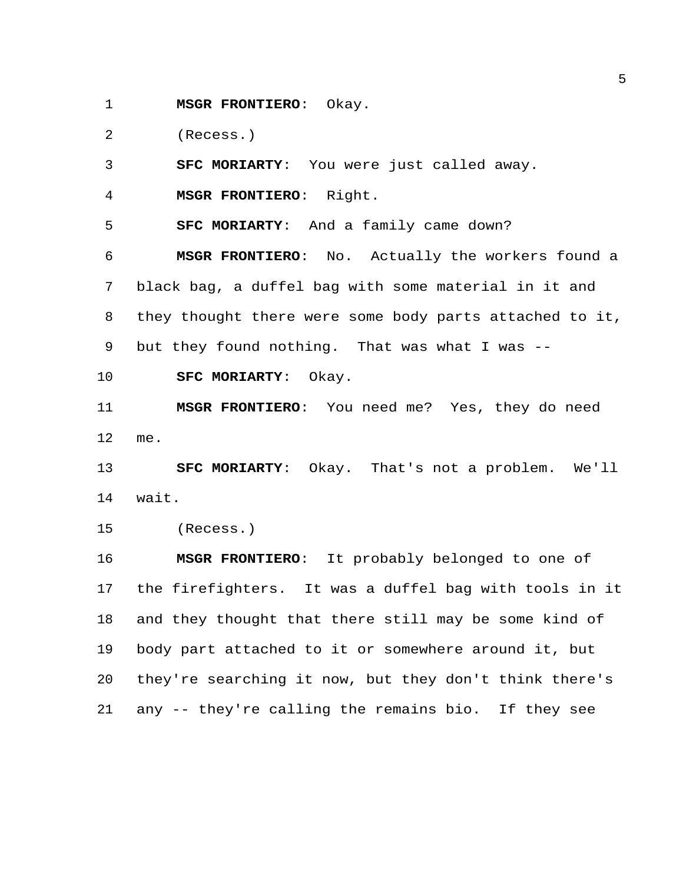**MSGR FRONTIERO**: Okay.

(Recess.)

**SFC MORIARTY**: You were just called away.

**MSGR FRONTIERO**: Right.

**SFC MORIARTY**: And a family came down?

**MSGR FRONTIERO**: No. Actually the workers found a black bag, a duffel bag with some material in it and they thought there were some body parts attached to it, but they found nothing. That was what I was --

**SFC MORIARTY**: Okay.

**MSGR FRONTIERO**: You need me? Yes, they do need me.

**SFC MORIARTY**: Okay. That's not a problem. We'll wait.

(Recess.)

**MSGR FRONTIERO**: It probably belonged to one of the firefighters. It was a duffel bag with tools in it and they thought that there still may be some kind of body part attached to it or somewhere around it, but they're searching it now, but they don't think there's any -- they're calling the remains bio. If they see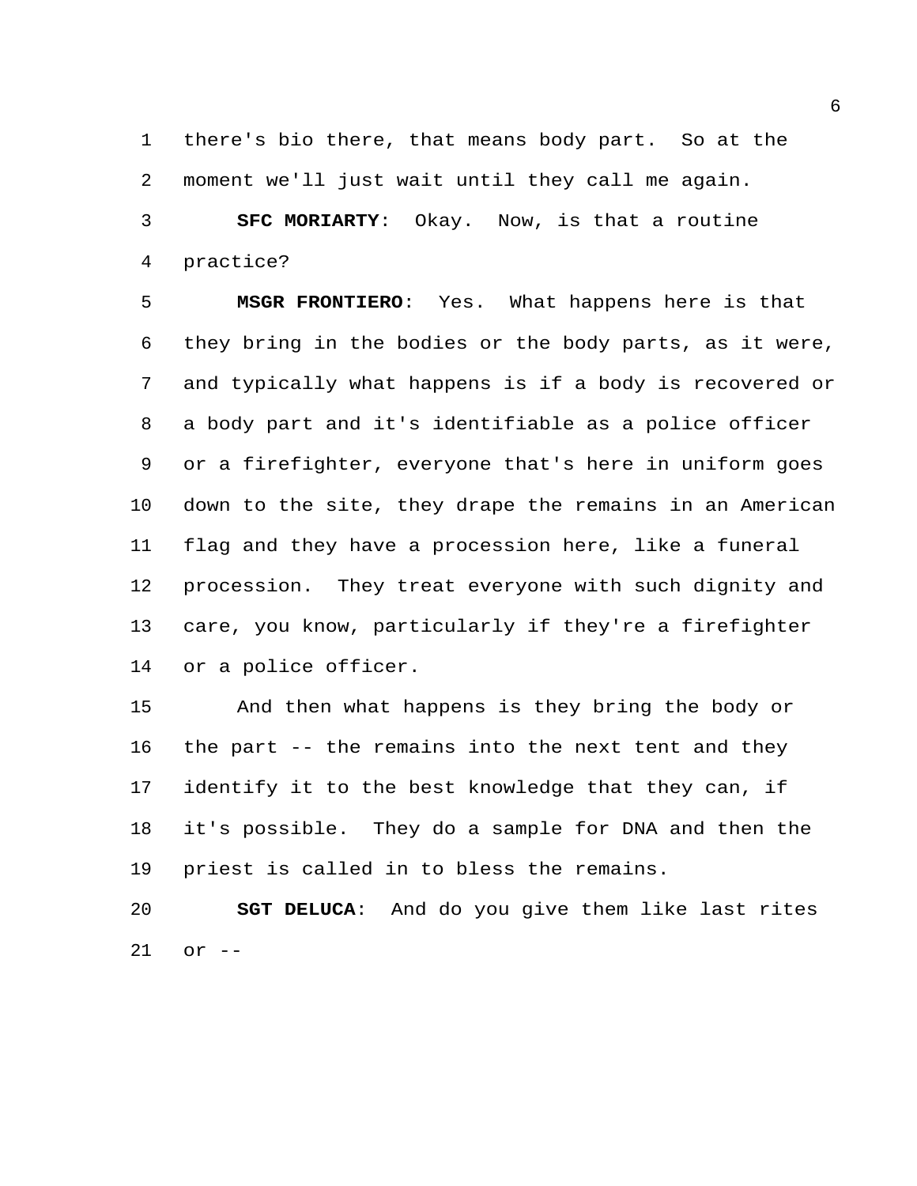there's bio there, that means body part. So at the moment we'll just wait until they call me again.

**SFC MORIARTY**: Okay. Now, is that a routine practice?

**MSGR FRONTIERO**: Yes. What happens here is that they bring in the bodies or the body parts, as it were, and typically what happens is if a body is recovered or a body part and it's identifiable as a police officer or a firefighter, everyone that's here in uniform goes down to the site, they drape the remains in an American flag and they have a procession here, like a funeral procession. They treat everyone with such dignity and care, you know, particularly if they're a firefighter or a police officer.

And then what happens is they bring the body or the part -- the remains into the next tent and they identify it to the best knowledge that they can, if it's possible. They do a sample for DNA and then the priest is called in to bless the remains.

**SGT DELUCA**: And do you give them like last rites or --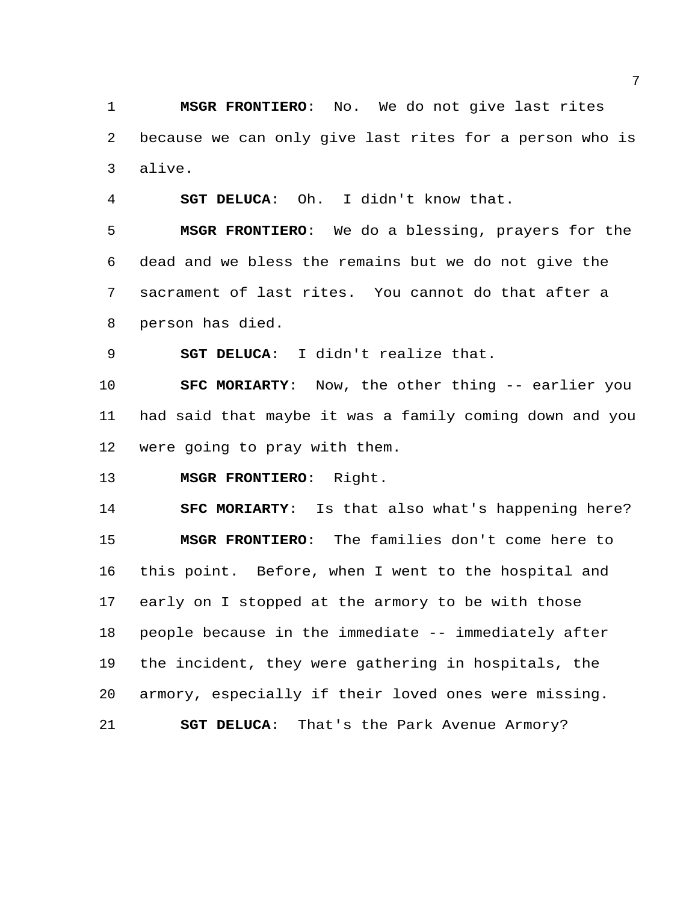**MSGR FRONTIERO**: No. We do not give last rites because we can only give last rites for a person who is alive.

**SGT DELUCA**: Oh. I didn't know that.

**MSGR FRONTIERO**: We do a blessing, prayers for the dead and we bless the remains but we do not give the sacrament of last rites. You cannot do that after a person has died.

**SGT DELUCA**: I didn't realize that.

**SFC MORIARTY**: Now, the other thing -- earlier you had said that maybe it was a family coming down and you were going to pray with them.

**MSGR FRONTIERO**: Right.

**SFC MORIARTY**: Is that also what's happening here?

**MSGR FRONTIERO**: The families don't come here to this point. Before, when I went to the hospital and early on I stopped at the armory to be with those people because in the immediate -- immediately after the incident, they were gathering in hospitals, the armory, especially if their loved ones were missing.

**SGT DELUCA**: That's the Park Avenue Armory?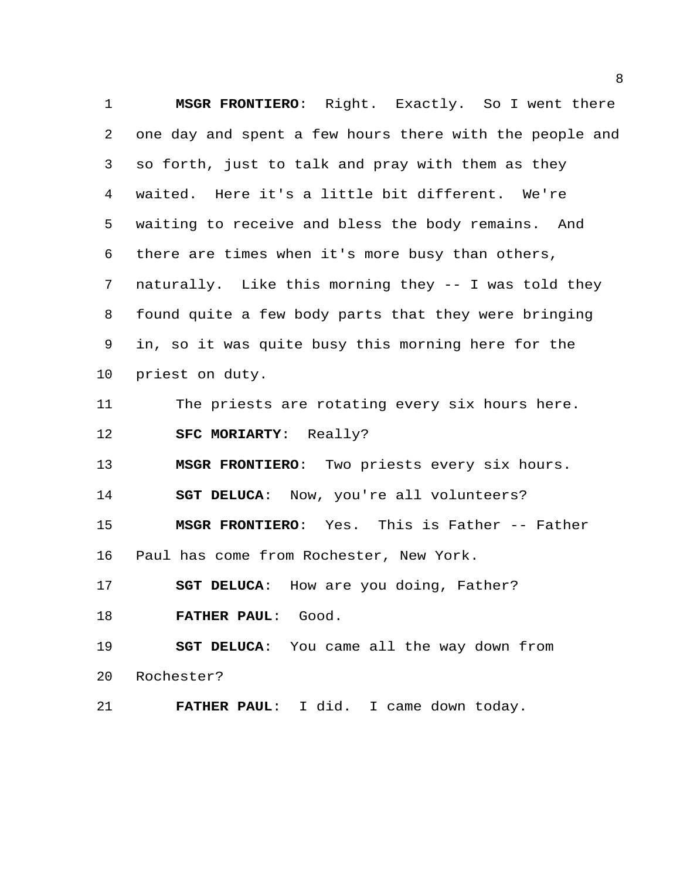**MSGR FRONTIERO**: Right. Exactly. So I went there one day and spent a few hours there with the people and so forth, just to talk and pray with them as they waited. Here it's a little bit different. We're waiting to receive and bless the body remains. And there are times when it's more busy than others, naturally. Like this morning they -- I was told they found quite a few body parts that they were bringing in, so it was quite busy this morning here for the priest on duty.

The priests are rotating every six hours here.

**SFC MORIARTY**: Really?

**MSGR FRONTIERO**: Two priests every six hours.

**SGT DELUCA**: Now, you're all volunteers?

**MSGR FRONTIERO**: Yes. This is Father -- Father Paul has come from Rochester, New York.

**SGT DELUCA**: How are you doing, Father?

**FATHER PAUL**: Good.

**SGT DELUCA**: You came all the way down from Rochester?

**FATHER PAUL**: I did. I came down today.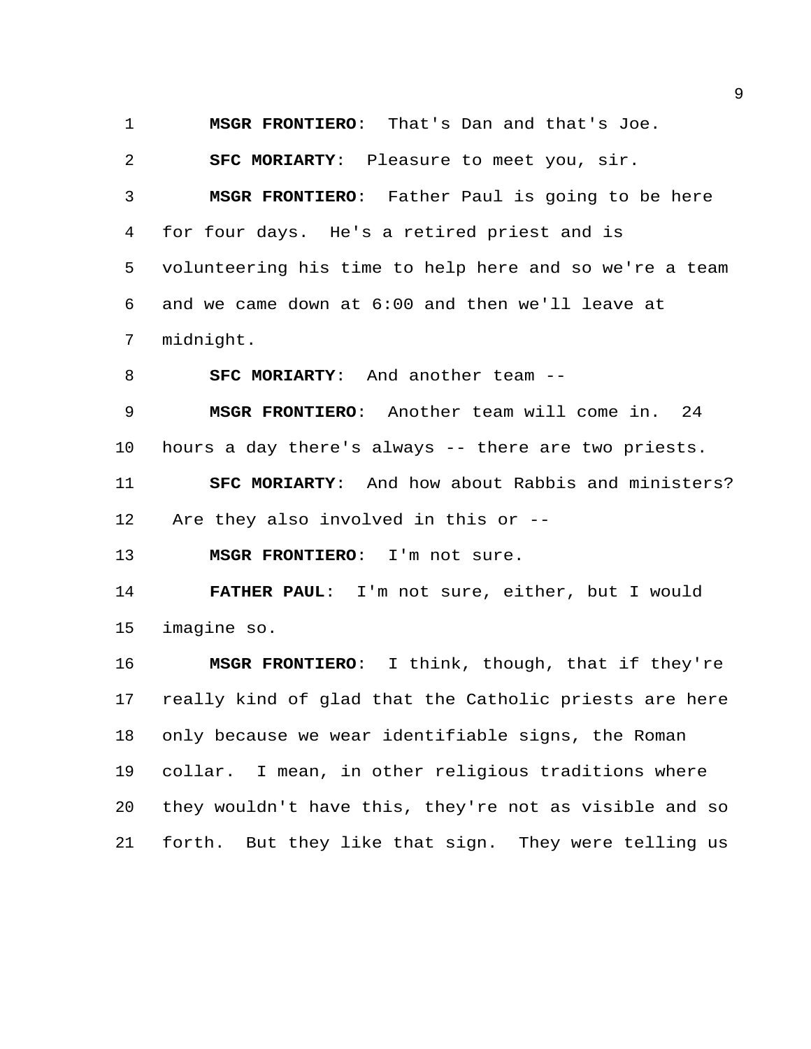**MSGR FRONTIERO**: That's Dan and that's Joe.

**SFC MORIARTY**: Pleasure to meet you, sir.

**MSGR FRONTIERO**: Father Paul is going to be here for four days. He's a retired priest and is volunteering his time to help here and so we're a team and we came down at 6:00 and then we'll leave at midnight.

**SFC MORIARTY**: And another team --

**MSGR FRONTIERO**: Another team will come in. 24 hours a day there's always -- there are two priests.

**SFC MORIARTY**: And how about Rabbis and ministers? Are they also involved in this or --

**MSGR FRONTIERO**: I'm not sure.

**FATHER PAUL**: I'm not sure, either, but I would imagine so.

**MSGR FRONTIERO**: I think, though, that if they're really kind of glad that the Catholic priests are here only because we wear identifiable signs, the Roman collar. I mean, in other religious traditions where they wouldn't have this, they're not as visible and so forth. But they like that sign. They were telling us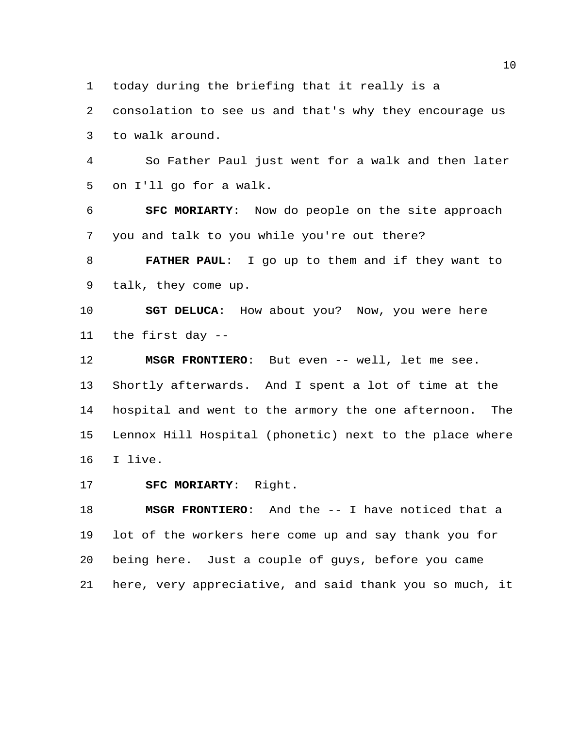today during the briefing that it really is a consolation to see us and that's why they encourage us to walk around.

So Father Paul just went for a walk and then later on I'll go for a walk.

**SFC MORIARTY**: Now do people on the site approach you and talk to you while you're out there?

**FATHER PAUL**: I go up to them and if they want to talk, they come up.

**SGT DELUCA**: How about you? Now, you were here the first day --

**MSGR FRONTIERO**: But even -- well, let me see. Shortly afterwards. And I spent a lot of time at the hospital and went to the armory the one afternoon. The Lennox Hill Hospital (phonetic) next to the place where I live.

**SFC MORIARTY**: Right.

**MSGR FRONTIERO**: And the -- I have noticed that a lot of the workers here come up and say thank you for being here. Just a couple of guys, before you came here, very appreciative, and said thank you so much, it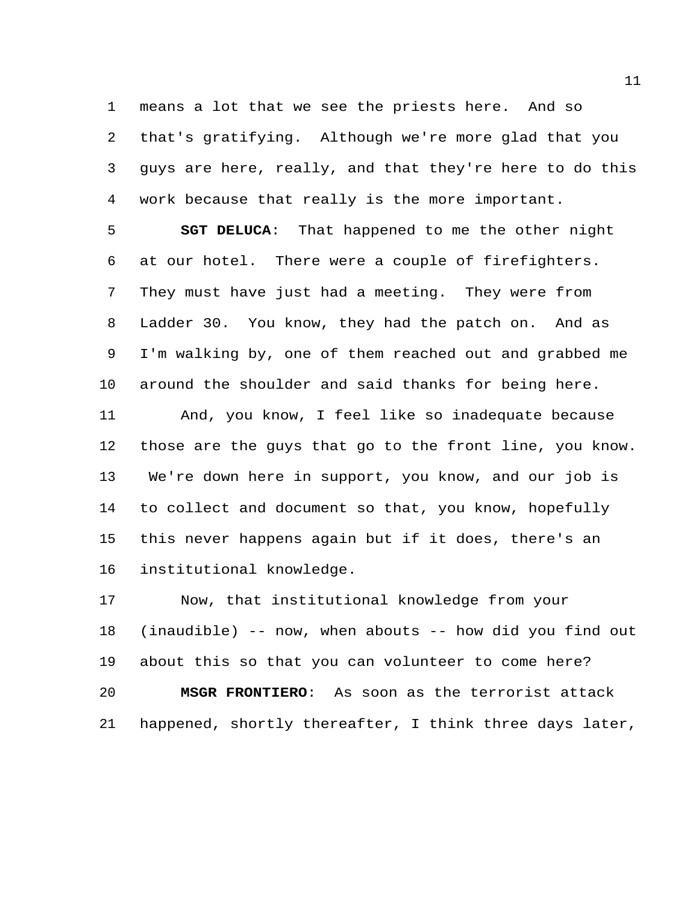means a lot that we see the priests here. And so that's gratifying. Although we're more glad that you guys are here, really, and that they're here to do this work because that really is the more important.

**SGT DELUCA**: That happened to me the other night at our hotel. There were a couple of firefighters. They must have just had a meeting. They were from Ladder 30. You know, they had the patch on. And as I'm walking by, one of them reached out and grabbed me around the shoulder and said thanks for being here.

And, you know, I feel like so inadequate because those are the guys that go to the front line, you know. We're down here in support, you know, and our job is to collect and document so that, you know, hopefully this never happens again but if it does, there's an institutional knowledge.

Now, that institutional knowledge from your (inaudible) -- now, when abouts -- how did you find out about this so that you can volunteer to come here?

**MSGR FRONTIERO**: As soon as the terrorist attack happened, shortly thereafter, I think three days later,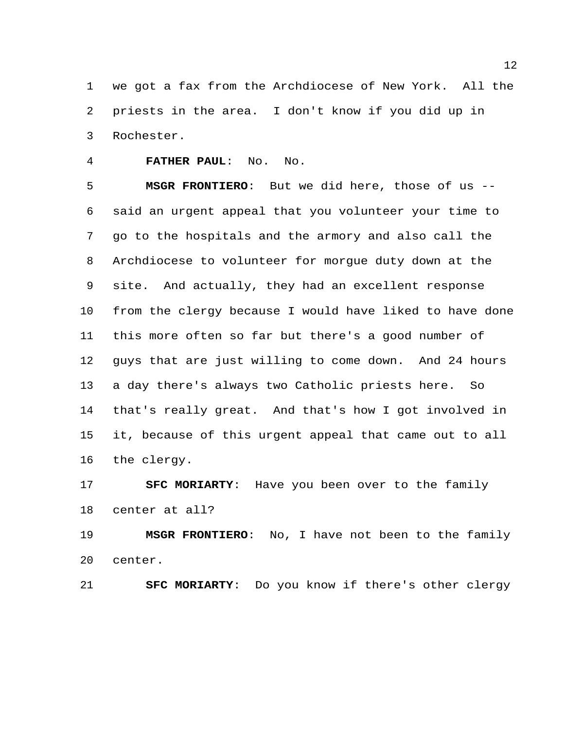we got a fax from the Archdiocese of New York. All the priests in the area. I don't know if you did up in Rochester.

**FATHER PAUL**: No. No.

**MSGR FRONTIERO**: But we did here, those of us -- said an urgent appeal that you volunteer your time to go to the hospitals and the armory and also call the Archdiocese to volunteer for morgue duty down at the site. And actually, they had an excellent response from the clergy because I would have liked to have done this more often so far but there's a good number of guys that are just willing to come down. And 24 hours a day there's always two Catholic priests here. So that's really great. And that's how I got involved in it, because of this urgent appeal that came out to all the clergy.

**SFC MORIARTY**: Have you been over to the family center at all?

**MSGR FRONTIERO**: No, I have not been to the family center.

**SFC MORIARTY**: Do you know if there's other clergy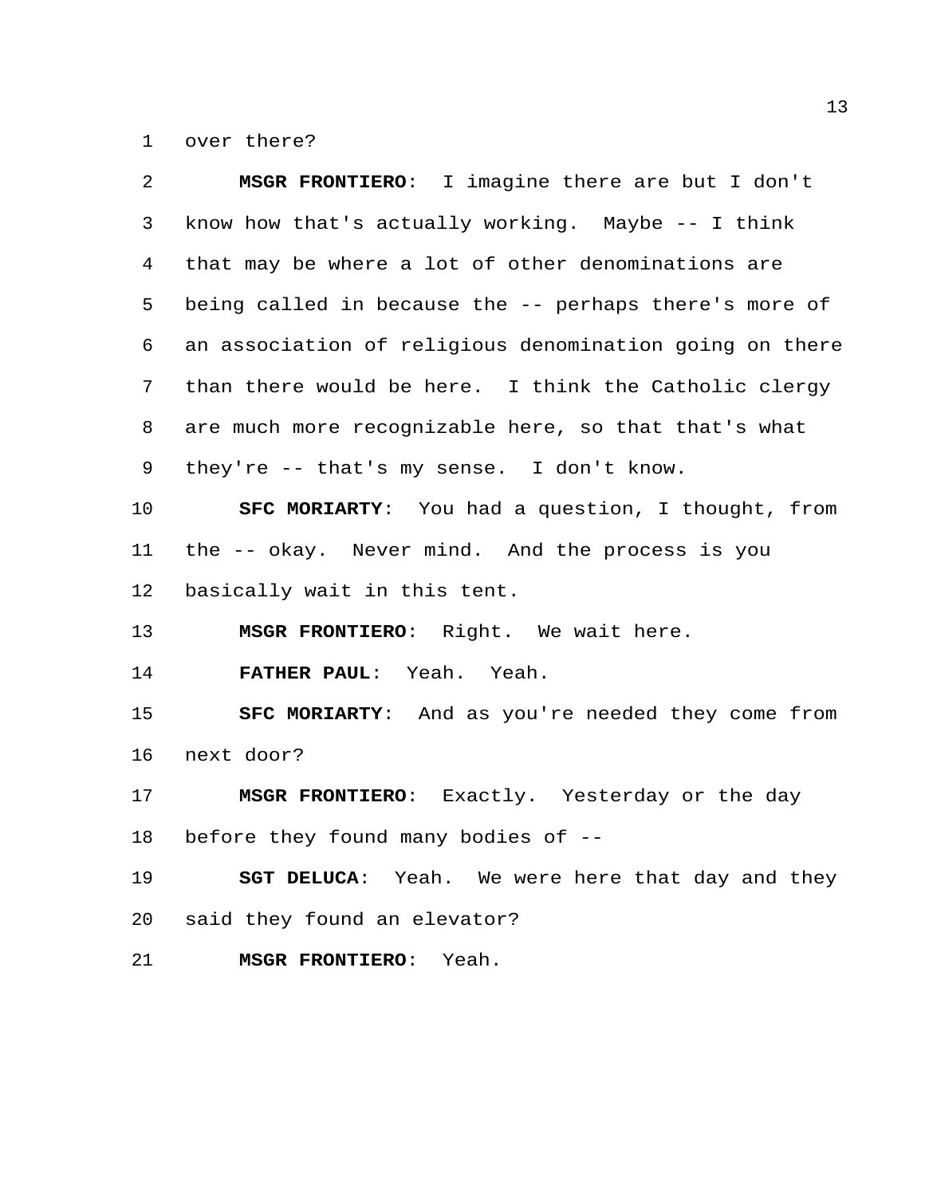over there?

**MSGR FRONTIERO**: I imagine there are but I don't know how that's actually working. Maybe -- I think that may be where a lot of other denominations are being called in because the -- perhaps there's more of an association of religious denomination going on there than there would be here. I think the Catholic clergy are much more recognizable here, so that that's what they're -- that's my sense. I don't know.

**SFC MORIARTY**: You had a question, I thought, from the -- okay. Never mind. And the process is you basically wait in this tent.

**MSGR FRONTIERO**: Right. We wait here.

**FATHER PAUL**: Yeah. Yeah.

**SFC MORIARTY**: And as you're needed they come from next door?

**MSGR FRONTIERO**: Exactly. Yesterday or the day before they found many bodies of --

**SGT DELUCA**: Yeah. We were here that day and they said they found an elevator?

**MSGR FRONTIERO**: Yeah.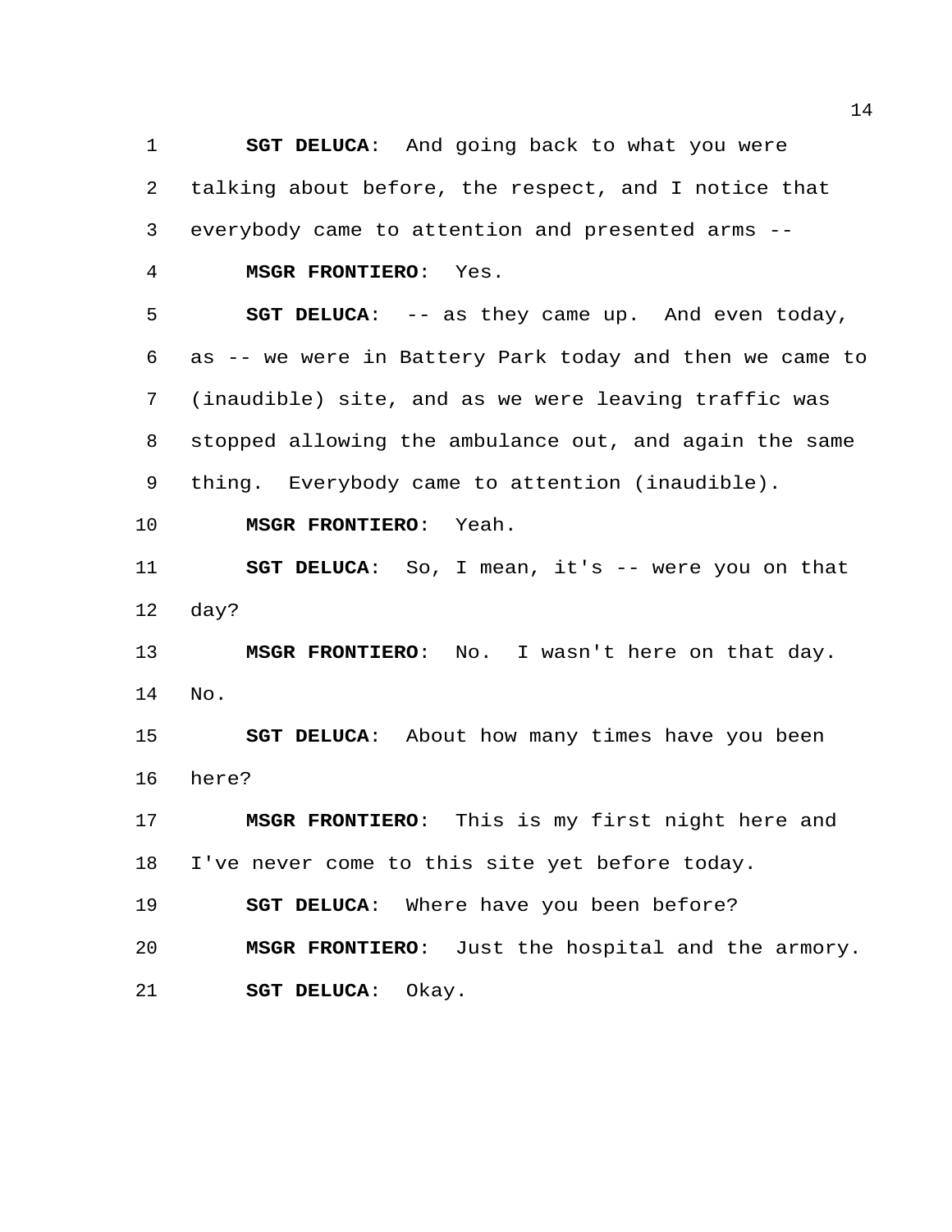**SGT DELUCA**: And going back to what you were talking about before, the respect, and I notice that everybody came to attention and presented arms --

**MSGR FRONTIERO**: Yes.

**SGT DELUCA**: -- as they came up. And even today, as -- we were in Battery Park today and then we came to (inaudible) site, and as we were leaving traffic was stopped allowing the ambulance out, and again the same thing. Everybody came to attention (inaudible).

**MSGR FRONTIERO**: Yeah.

**SGT DELUCA**: So, I mean, it's -- were you on that day?

**MSGR FRONTIERO**: No. I wasn't here on that day. No.

**SGT DELUCA**: About how many times have you been here?

**MSGR FRONTIERO**: This is my first night here and I've never come to this site yet before today.

**SGT DELUCA**: Where have you been before?

**MSGR FRONTIERO**: Just the hospital and the armory.

**SGT DELUCA**: Okay.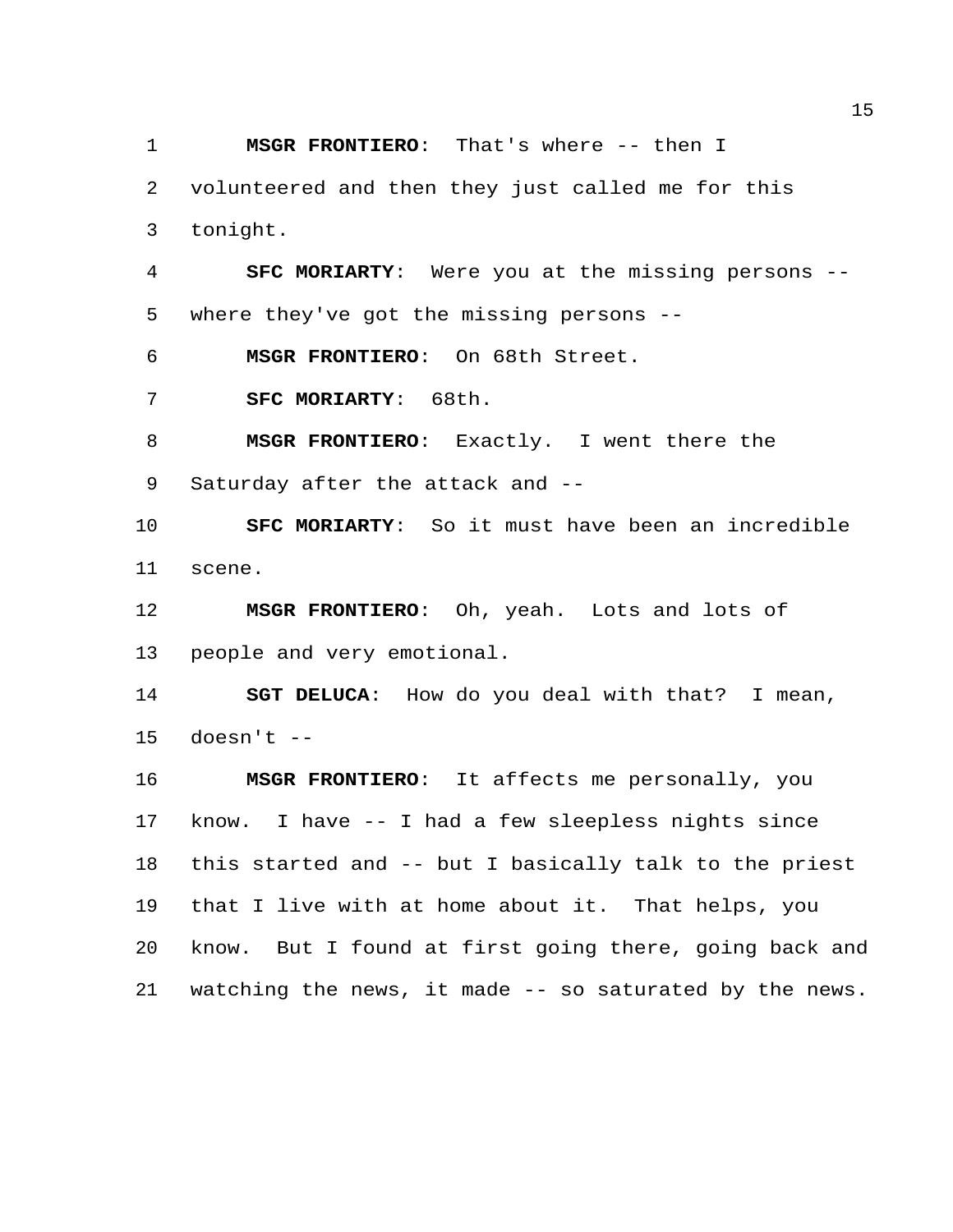**MSGR FRONTIERO**: That's where -- then I volunteered and then they just called me for this tonight.

**SFC MORIARTY**: Were you at the missing persons -- where they've got the missing persons --

**MSGR FRONTIERO**: On 68th Street.

**SFC MORIARTY**: 68th.

**MSGR FRONTIERO**: Exactly. I went there the Saturday after the attack and --

**SFC MORIARTY**: So it must have been an incredible scene.

**MSGR FRONTIERO**: Oh, yeah. Lots and lots of people and very emotional.

**SGT DELUCA**: How do you deal with that? I mean, doesn't --

**MSGR FRONTIERO**: It affects me personally, you know. I have -- I had a few sleepless nights since this started and -- but I basically talk to the priest that I live with at home about it. That helps, you know. But I found at first going there, going back and watching the news, it made -- so saturated by the news.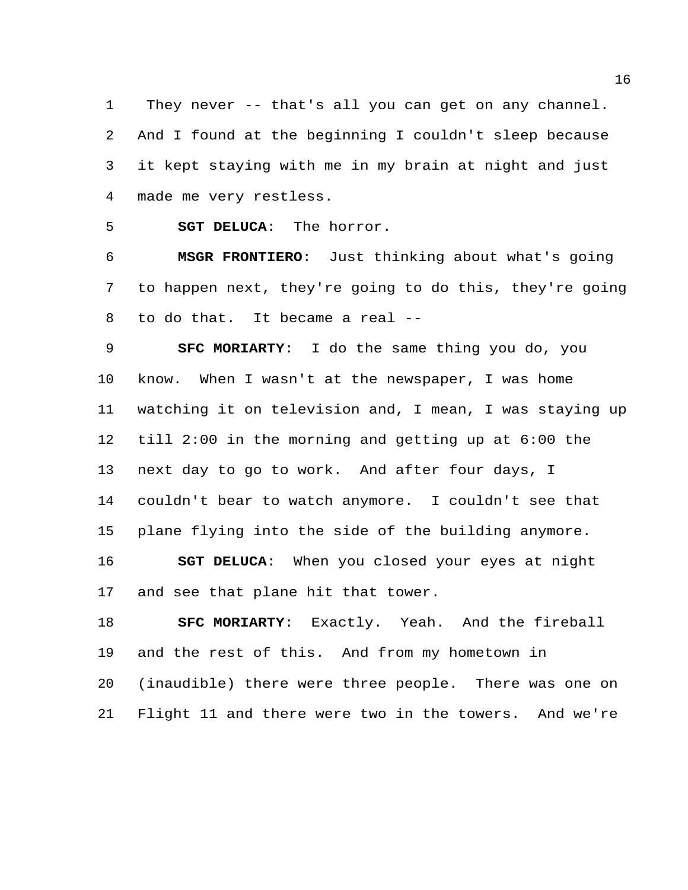They never -- that's all you can get on any channel. And I found at the beginning I couldn't sleep because it kept staying with me in my brain at night and just made me very restless.

**SGT DELUCA**: The horror.

**MSGR FRONTIERO**: Just thinking about what's going to happen next, they're going to do this, they're going to do that. It became a real --

**SFC MORIARTY**: I do the same thing you do, you know. When I wasn't at the newspaper, I was home watching it on television and, I mean, I was staying up till 2:00 in the morning and getting up at 6:00 the next day to go to work. And after four days, I couldn't bear to watch anymore. I couldn't see that plane flying into the side of the building anymore.

**SGT DELUCA**: When you closed your eyes at night and see that plane hit that tower.

**SFC MORIARTY**: Exactly. Yeah. And the fireball and the rest of this. And from my hometown in (inaudible) there were three people. There was one on Flight 11 and there were two in the towers. And we're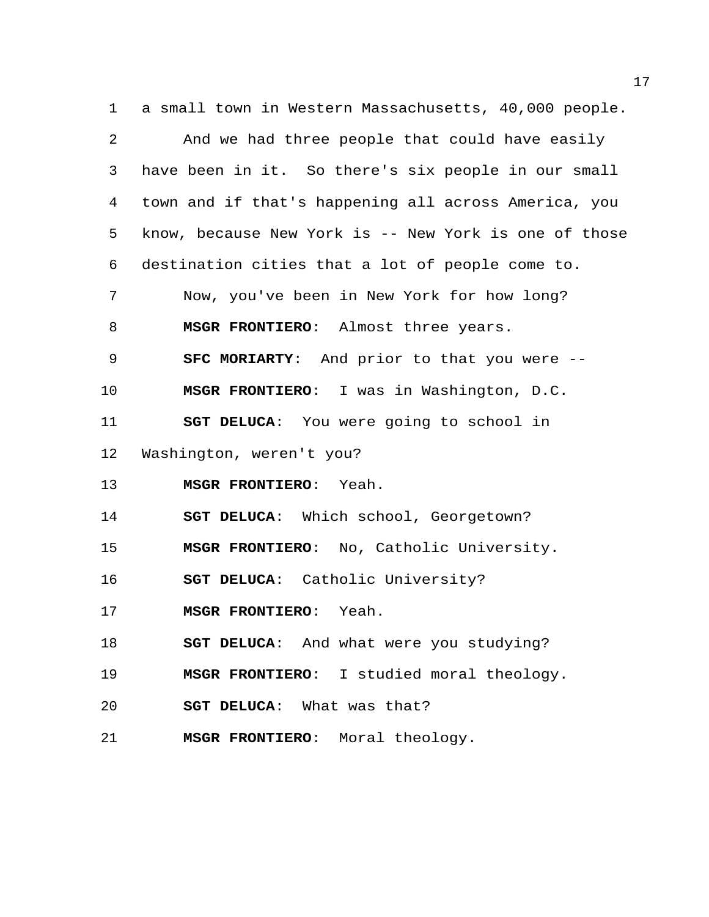a small town in Western Massachusetts, 40,000 people.

And we had three people that could have easily have been in it. So there's six people in our small town and if that's happening all across America, you know, because New York is -- New York is one of those destination cities that a lot of people come to.

Now, you've been in New York for how long?

**MSGR FRONTIERO**: Almost three years.

**SFC MORIARTY**: And prior to that you were --

**MSGR FRONTIERO**: I was in Washington, D.C.

**SGT DELUCA**: You were going to school in Washington, weren't you?

**MSGR FRONTIERO**: Yeah.

**SGT DELUCA**: Which school, Georgetown?

**MSGR FRONTIERO**: No, Catholic University.

**SGT DELUCA**: Catholic University?

**MSGR FRONTIERO**: Yeah.

**SGT DELUCA**: And what were you studying?

**MSGR FRONTIERO**: I studied moral theology.

**SGT DELUCA**: What was that?

**MSGR FRONTIERO**: Moral theology.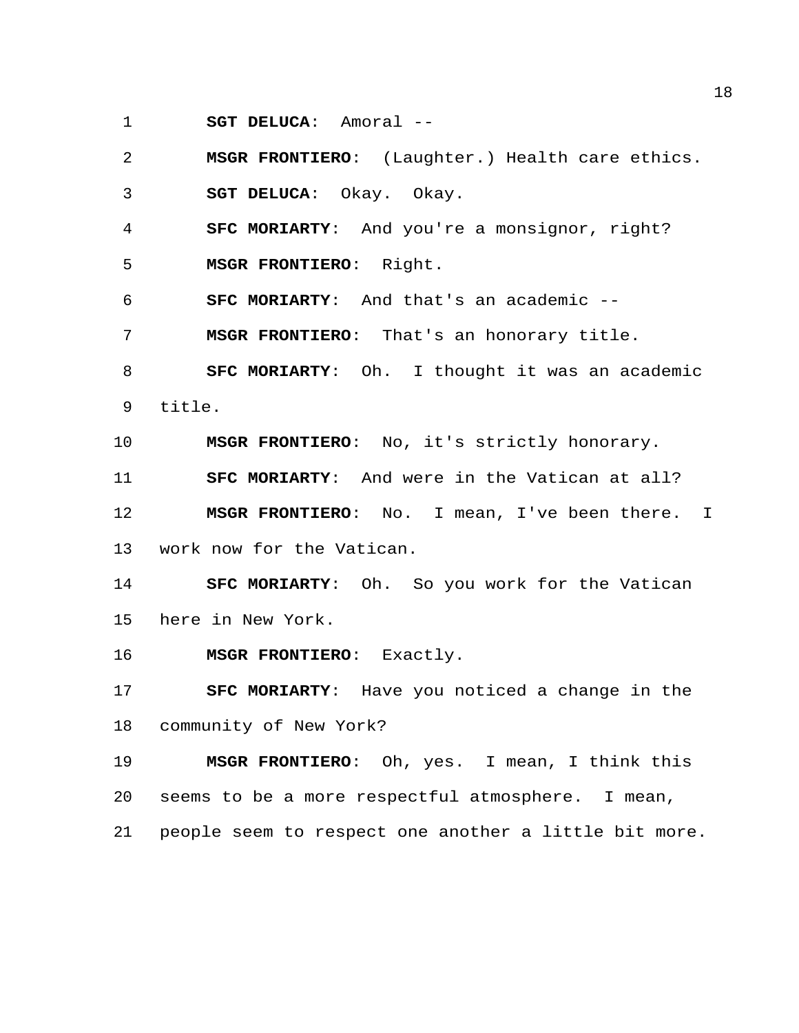**SGT DELUCA**: Amoral --

**MSGR FRONTIERO**: (Laughter.) Health care ethics.

**SGT DELUCA**: Okay. Okay.

**SFC MORIARTY**: And you're a monsignor, right?

**MSGR FRONTIERO**: Right.

**SFC MORIARTY**: And that's an academic --

**MSGR FRONTIERO**: That's an honorary title.

**SFC MORIARTY**: Oh. I thought it was an academic title.

**MSGR FRONTIERO**: No, it's strictly honorary.

**SFC MORIARTY**: And were in the Vatican at all?

**MSGR FRONTIERO**: No. I mean, I've been there. I work now for the Vatican.

**SFC MORIARTY**: Oh. So you work for the Vatican here in New York.

**MSGR FRONTIERO**: Exactly.

**SFC MORIARTY**: Have you noticed a change in the community of New York?

**MSGR FRONTIERO**: Oh, yes. I mean, I think this seems to be a more respectful atmosphere. I mean, people seem to respect one another a little bit more.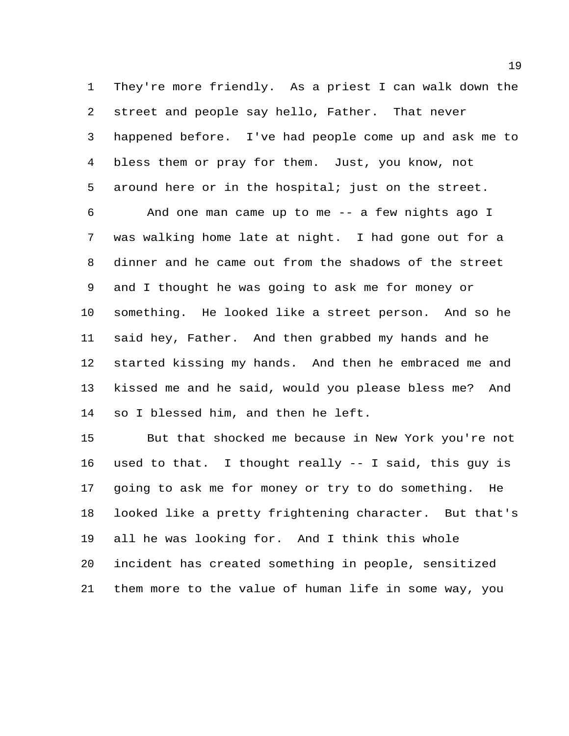They're more friendly. As a priest I can walk down the street and people say hello, Father. That never happened before. I've had people come up and ask me to bless them or pray for them. Just, you know, not around here or in the hospital; just on the street.

And one man came up to me -- a few nights ago I was walking home late at night. I had gone out for a dinner and he came out from the shadows of the street and I thought he was going to ask me for money or something. He looked like a street person. And so he said hey, Father. And then grabbed my hands and he started kissing my hands. And then he embraced me and kissed me and he said, would you please bless me? And so I blessed him, and then he left.

But that shocked me because in New York you're not used to that. I thought really -- I said, this guy is going to ask me for money or try to do something. He looked like a pretty frightening character. But that's all he was looking for. And I think this whole incident has created something in people, sensitized them more to the value of human life in some way, you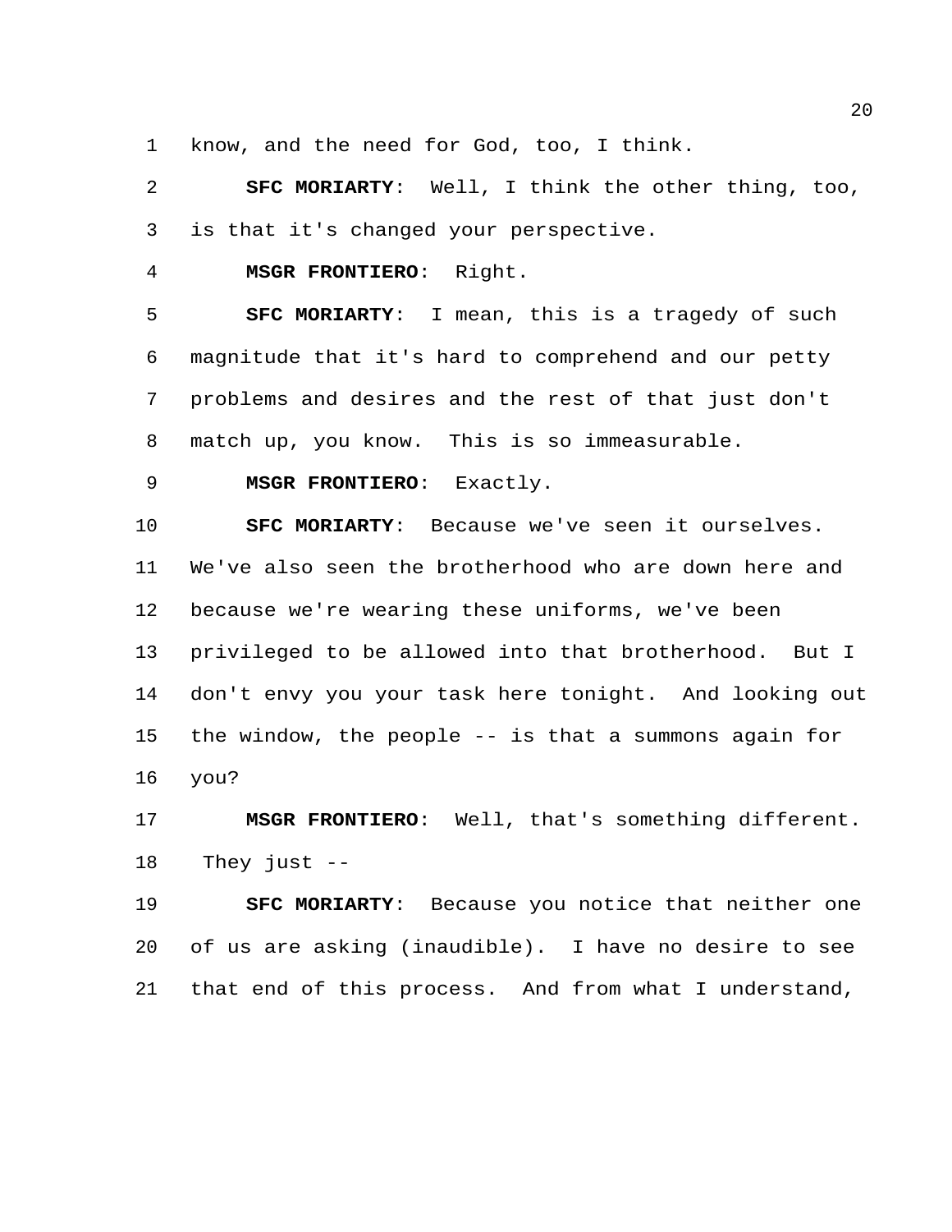know, and the need for God, too, I think.

**SFC MORIARTY**: Well, I think the other thing, too, is that it's changed your perspective.

**MSGR FRONTIERO**: Right.

**SFC MORIARTY**: I mean, this is a tragedy of such magnitude that it's hard to comprehend and our petty problems and desires and the rest of that just don't match up, you know. This is so immeasurable.

**MSGR FRONTIERO**: Exactly.

**SFC MORIARTY**: Because we've seen it ourselves. We've also seen the brotherhood who are down here and because we're wearing these uniforms, we've been privileged to be allowed into that brotherhood. But I don't envy you your task here tonight. And looking out the window, the people -- is that a summons again for you?

**MSGR FRONTIERO**: Well, that's something different. They just --

**SFC MORIARTY**: Because you notice that neither one of us are asking (inaudible). I have no desire to see that end of this process. And from what I understand,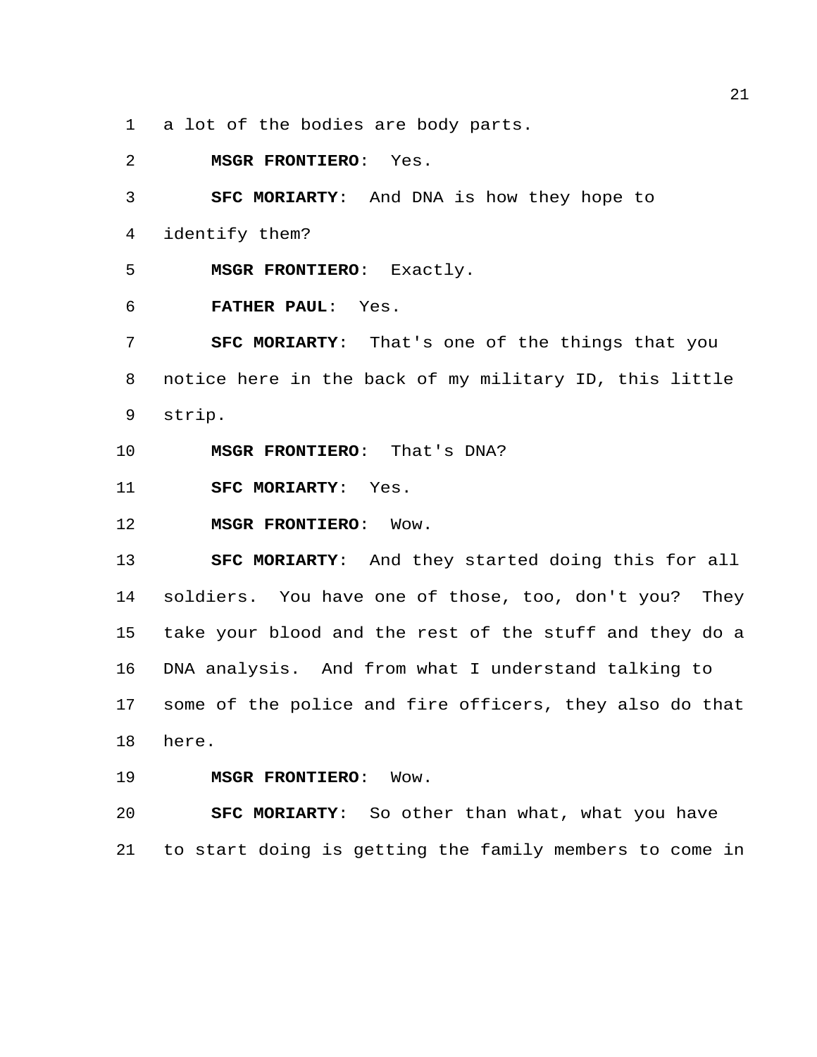a lot of the bodies are body parts.

**MSGR FRONTIERO**: Yes.

**SFC MORIARTY**: And DNA is how they hope to identify them?

**MSGR FRONTIERO**: Exactly.

**FATHER PAUL**: Yes.

**SFC MORIARTY**: That's one of the things that you notice here in the back of my military ID, this little strip.

**MSGR FRONTIERO**: That's DNA?

**SFC MORIARTY**: Yes.

**MSGR FRONTIERO**: Wow.

**SFC MORIARTY**: And they started doing this for all soldiers. You have one of those, too, don't you? They take your blood and the rest of the stuff and they do a DNA analysis. And from what I understand talking to some of the police and fire officers, they also do that here.

**MSGR FRONTIERO**: Wow.

**SFC MORIARTY**: So other than what, what you have to start doing is getting the family members to come in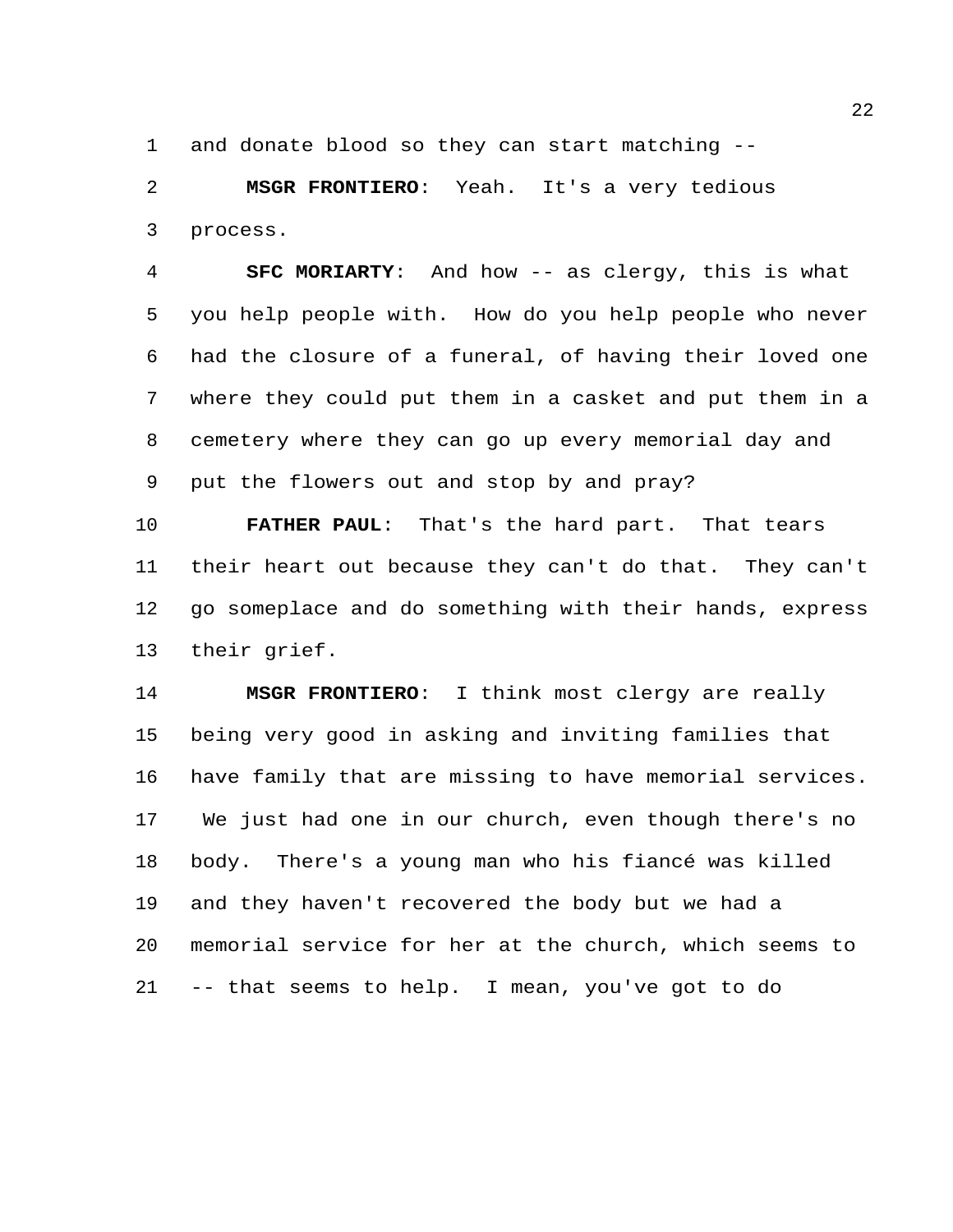and donate blood so they can start matching --

**MSGR FRONTIERO**: Yeah. It's a very tedious process.

**SFC MORIARTY**: And how -- as clergy, this is what you help people with. How do you help people who never had the closure of a funeral, of having their loved one where they could put them in a casket and put them in a cemetery where they can go up every memorial day and put the flowers out and stop by and pray?

**FATHER PAUL**: That's the hard part. That tears their heart out because they can't do that. They can't go someplace and do something with their hands, express their grief.

**MSGR FRONTIERO**: I think most clergy are really being very good in asking and inviting families that have family that are missing to have memorial services. We just had one in our church, even though there's no body. There's a young man who his fiancé was killed and they haven't recovered the body but we had a memorial service for her at the church, which seems to -- that seems to help. I mean, you've got to do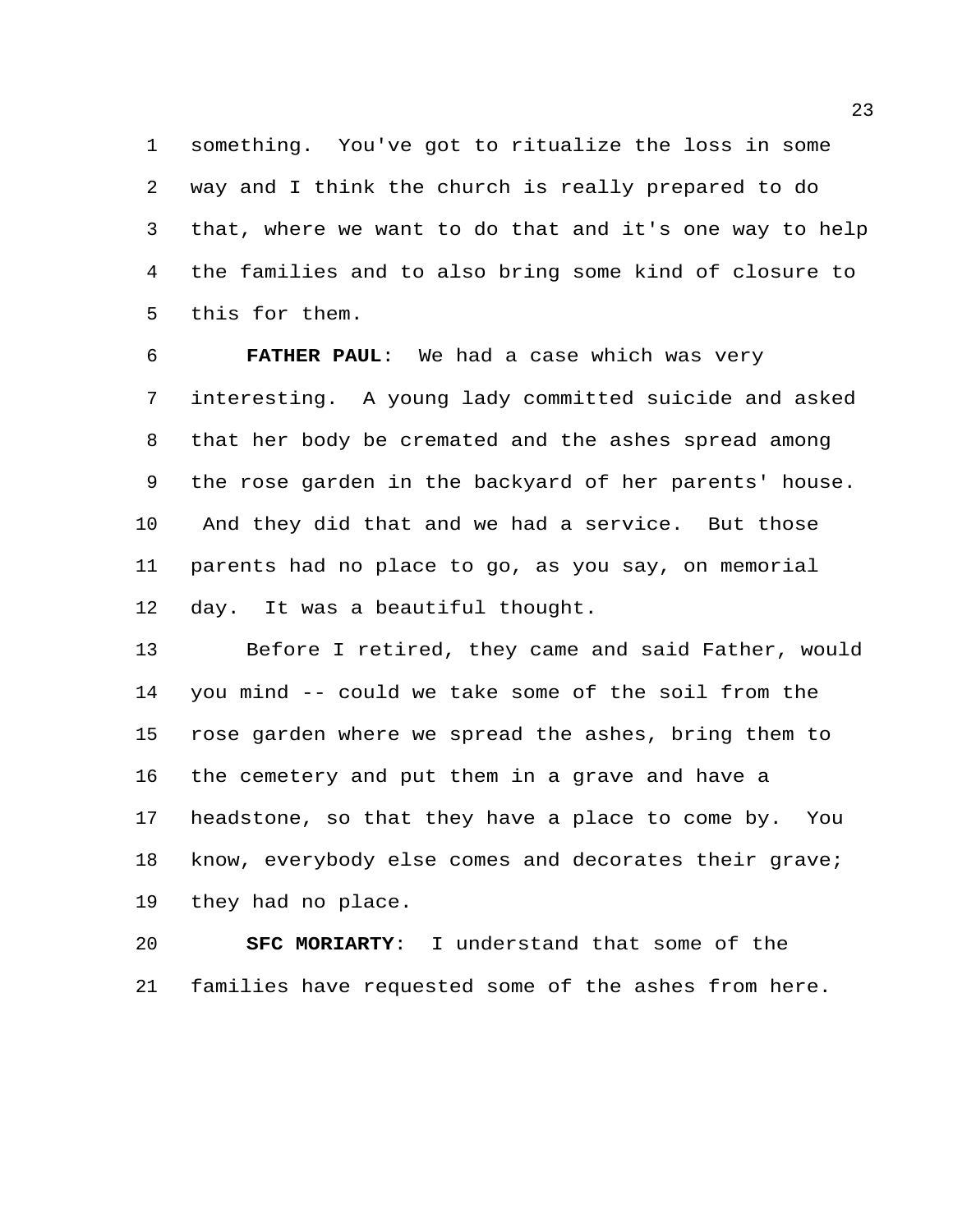something. You've got to ritualize the loss in some way and I think the church is really prepared to do that, where we want to do that and it's one way to help the families and to also bring some kind of closure to this for them.

**FATHER PAUL**: We had a case which was very interesting. A young lady committed suicide and asked that her body be cremated and the ashes spread among the rose garden in the backyard of her parents' house. And they did that and we had a service. But those parents had no place to go, as you say, on memorial day. It was a beautiful thought.

Before I retired, they came and said Father, would you mind -- could we take some of the soil from the rose garden where we spread the ashes, bring them to the cemetery and put them in a grave and have a headstone, so that they have a place to come by. You know, everybody else comes and decorates their grave; they had no place.

**SFC MORIARTY**: I understand that some of the families have requested some of the ashes from here.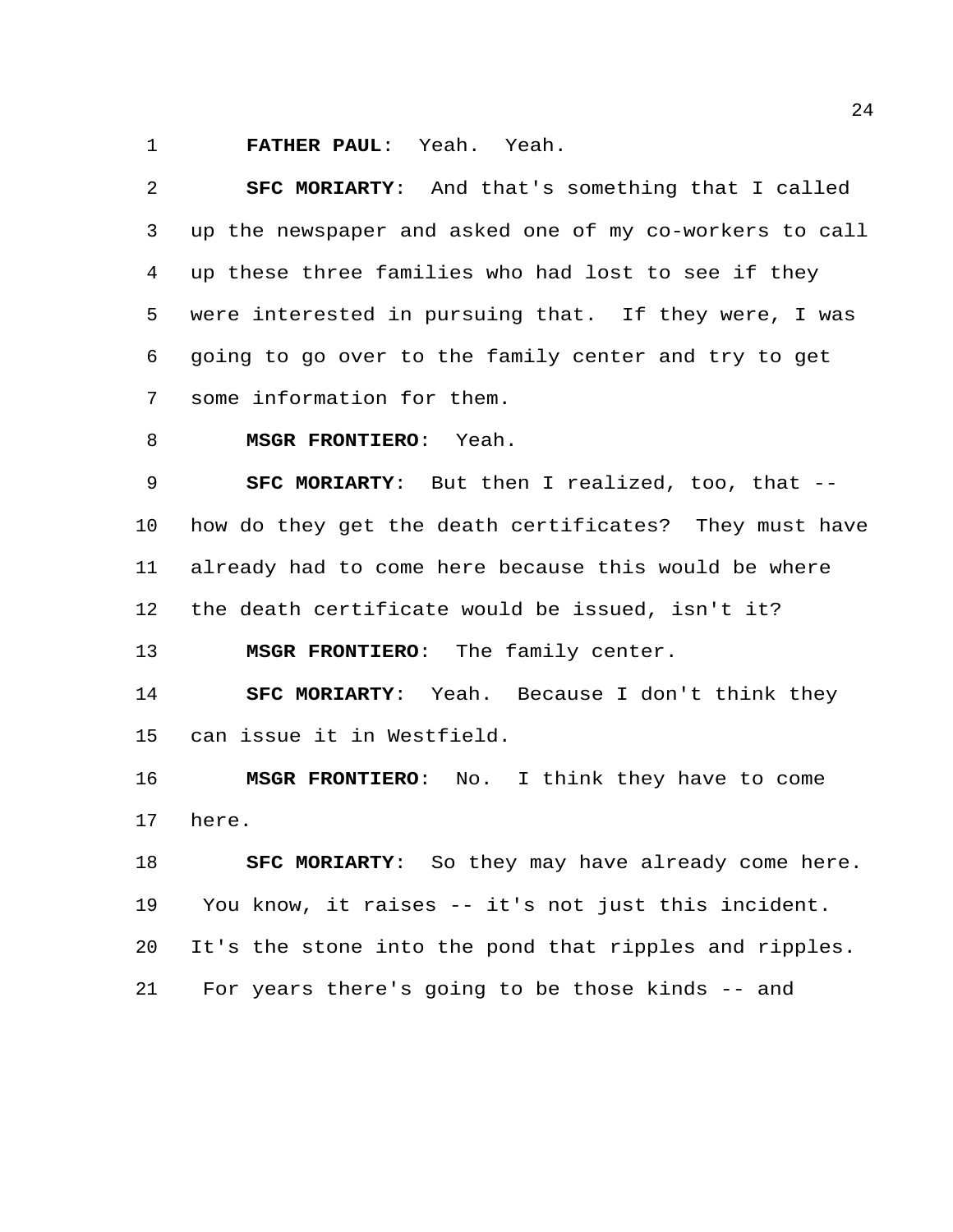**FATHER PAUL**: Yeah. Yeah.

**SFC MORIARTY**: And that's something that I called up the newspaper and asked one of my co-workers to call up these three families who had lost to see if they were interested in pursuing that. If they were, I was going to go over to the family center and try to get some information for them.

**MSGR FRONTIERO**: Yeah.

**SFC MORIARTY**: But then I realized, too, that -- how do they get the death certificates? They must have already had to come here because this would be where the death certificate would be issued, isn't it?

**MSGR FRONTIERO**: The family center.

**SFC MORIARTY**: Yeah. Because I don't think they can issue it in Westfield.

**MSGR FRONTIERO**: No. I think they have to come here.

**SFC MORIARTY**: So they may have already come here. You know, it raises -- it's not just this incident. It's the stone into the pond that ripples and ripples. For years there's going to be those kinds -- and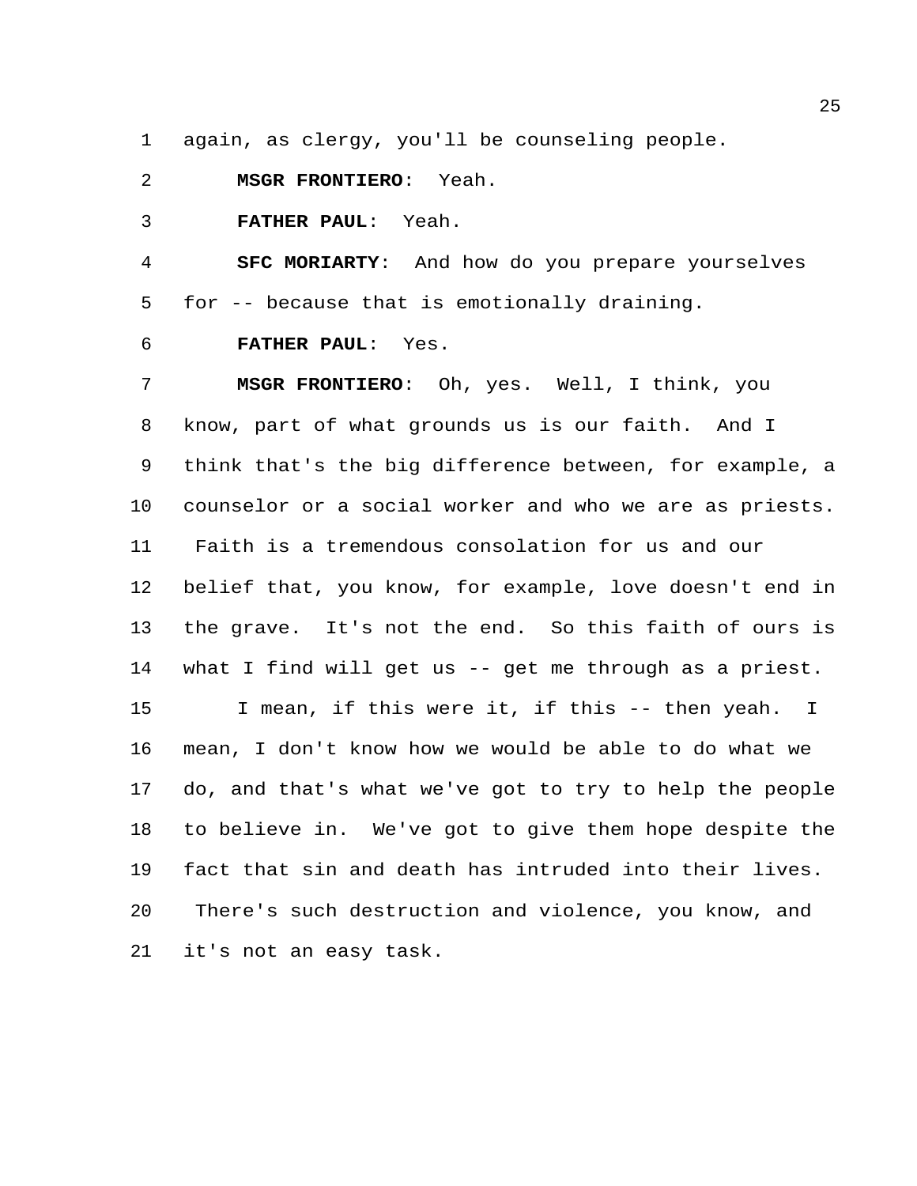again, as clergy, you'll be counseling people.

**MSGR FRONTIERO**: Yeah.

**FATHER PAUL**: Yeah.

**SFC MORIARTY**: And how do you prepare yourselves for -- because that is emotionally draining.

**FATHER PAUL**: Yes.

**MSGR FRONTIERO**: Oh, yes. Well, I think, you know, part of what grounds us is our faith. And I think that's the big difference between, for example, a counselor or a social worker and who we are as priests. Faith is a tremendous consolation for us and our belief that, you know, for example, love doesn't end in the grave. It's not the end. So this faith of ours is what I find will get us -- get me through as a priest.

I mean, if this were it, if this -- then yeah. I mean, I don't know how we would be able to do what we do, and that's what we've got to try to help the people to believe in. We've got to give them hope despite the fact that sin and death has intruded into their lives. There's such destruction and violence, you know, and it's not an easy task.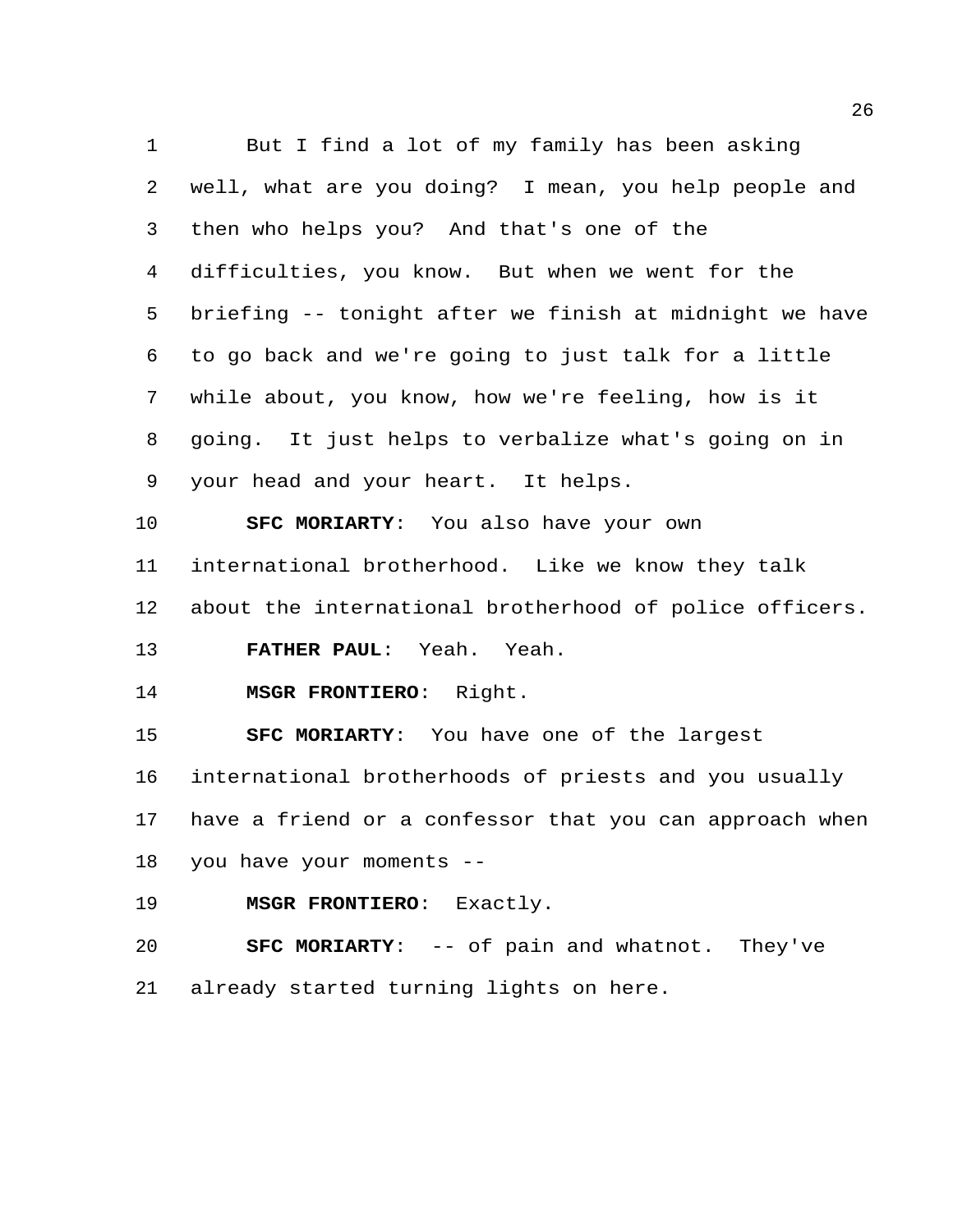But I find a lot of my family has been asking well, what are you doing? I mean, you help people and then who helps you? And that's one of the difficulties, you know. But when we went for the briefing -- tonight after we finish at midnight we have to go back and we're going to just talk for a little while about, you know, how we're feeling, how is it going. It just helps to verbalize what's going on in your head and your heart. It helps.

**SFC MORIARTY**: You also have your own international brotherhood. Like we know they talk about the international brotherhood of police officers.

**FATHER PAUL**: Yeah. Yeah.

**MSGR FRONTIERO**: Right.

**SFC MORIARTY**: You have one of the largest international brotherhoods of priests and you usually have a friend or a confessor that you can approach when you have your moments --

**MSGR FRONTIERO**: Exactly.

**SFC MORIARTY**: -- of pain and whatnot. They've already started turning lights on here.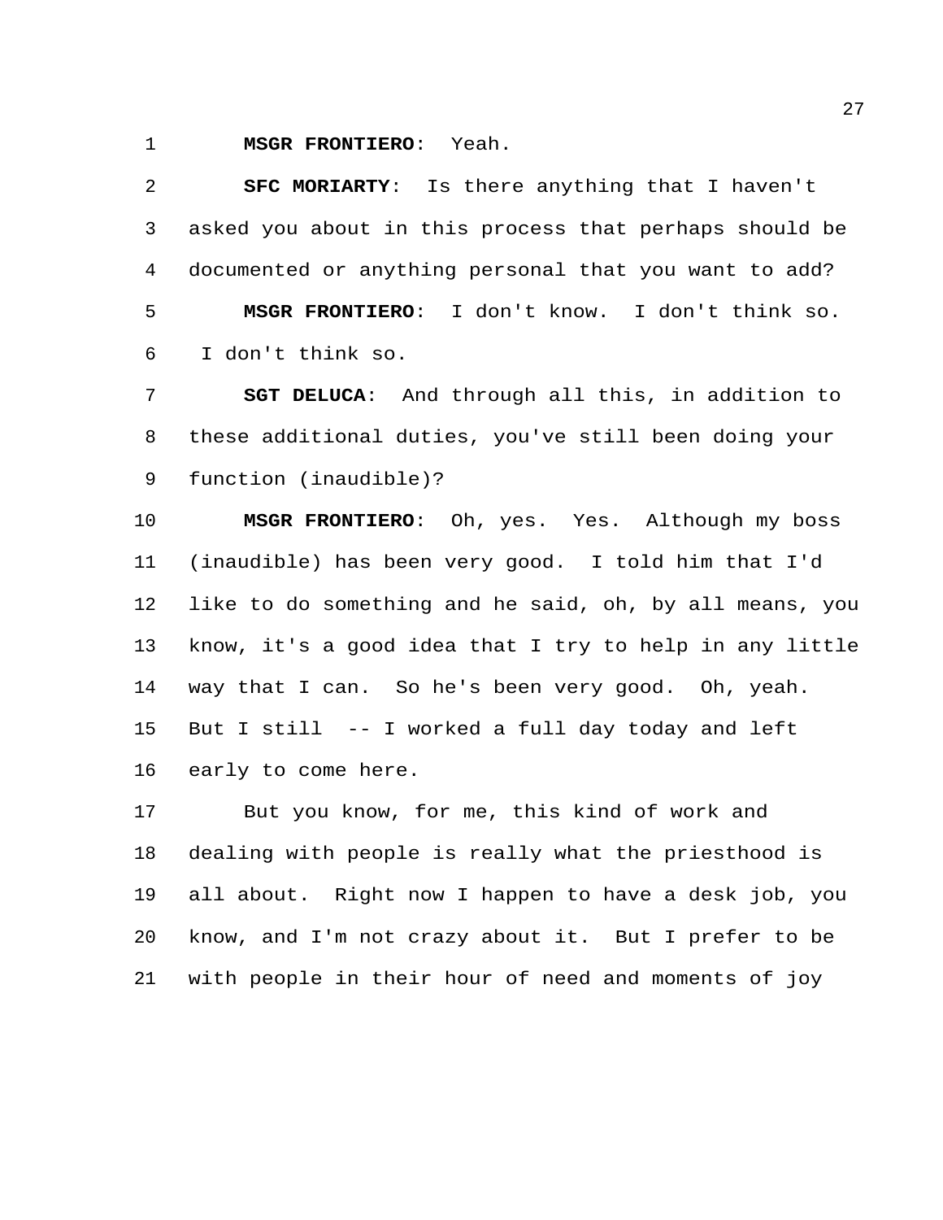**MSGR FRONTIERO**: Yeah.

**SFC MORIARTY**: Is there anything that I haven't asked you about in this process that perhaps should be documented or anything personal that you want to add?

**MSGR FRONTIERO**: I don't know. I don't think so. I don't think so.

**SGT DELUCA**: And through all this, in addition to these additional duties, you've still been doing your function (inaudible)?

**MSGR FRONTIERO**: Oh, yes. Yes. Although my boss (inaudible) has been very good. I told him that I'd like to do something and he said, oh, by all means, you know, it's a good idea that I try to help in any little way that I can. So he's been very good. Oh, yeah. But I still -- I worked a full day today and left early to come here.

But you know, for me, this kind of work and dealing with people is really what the priesthood is all about. Right now I happen to have a desk job, you know, and I'm not crazy about it. But I prefer to be with people in their hour of need and moments of joy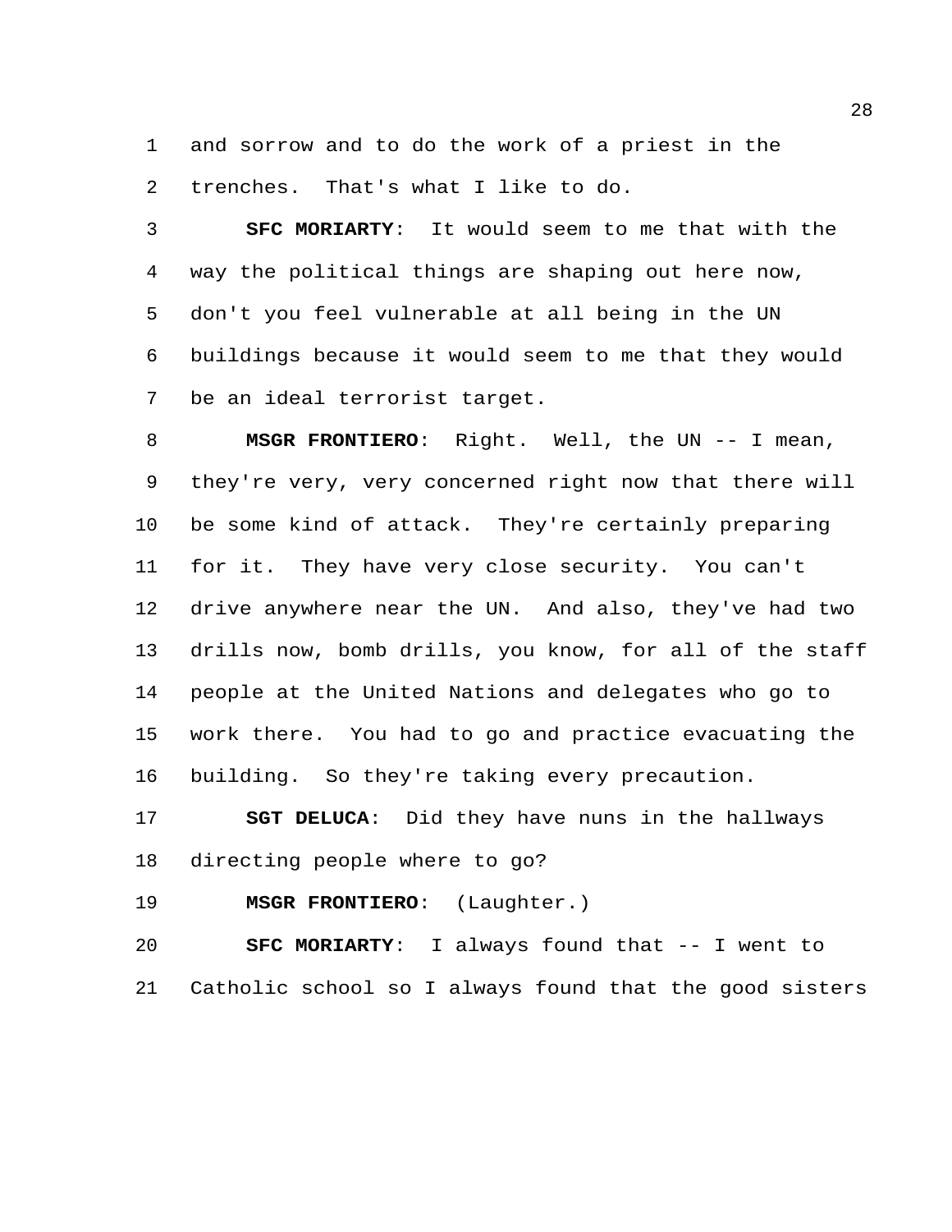and sorrow and to do the work of a priest in the trenches. That's what I like to do.

**SFC MORIARTY**: It would seem to me that with the way the political things are shaping out here now, don't you feel vulnerable at all being in the UN buildings because it would seem to me that they would be an ideal terrorist target.

**MSGR FRONTIERO**: Right. Well, the UN -- I mean, they're very, very concerned right now that there will be some kind of attack. They're certainly preparing for it. They have very close security. You can't drive anywhere near the UN. And also, they've had two drills now, bomb drills, you know, for all of the staff people at the United Nations and delegates who go to work there. You had to go and practice evacuating the building. So they're taking every precaution.

**SGT DELUCA**: Did they have nuns in the hallways directing people where to go?

**MSGR FRONTIERO**: (Laughter.)

**SFC MORIARTY**: I always found that -- I went to Catholic school so I always found that the good sisters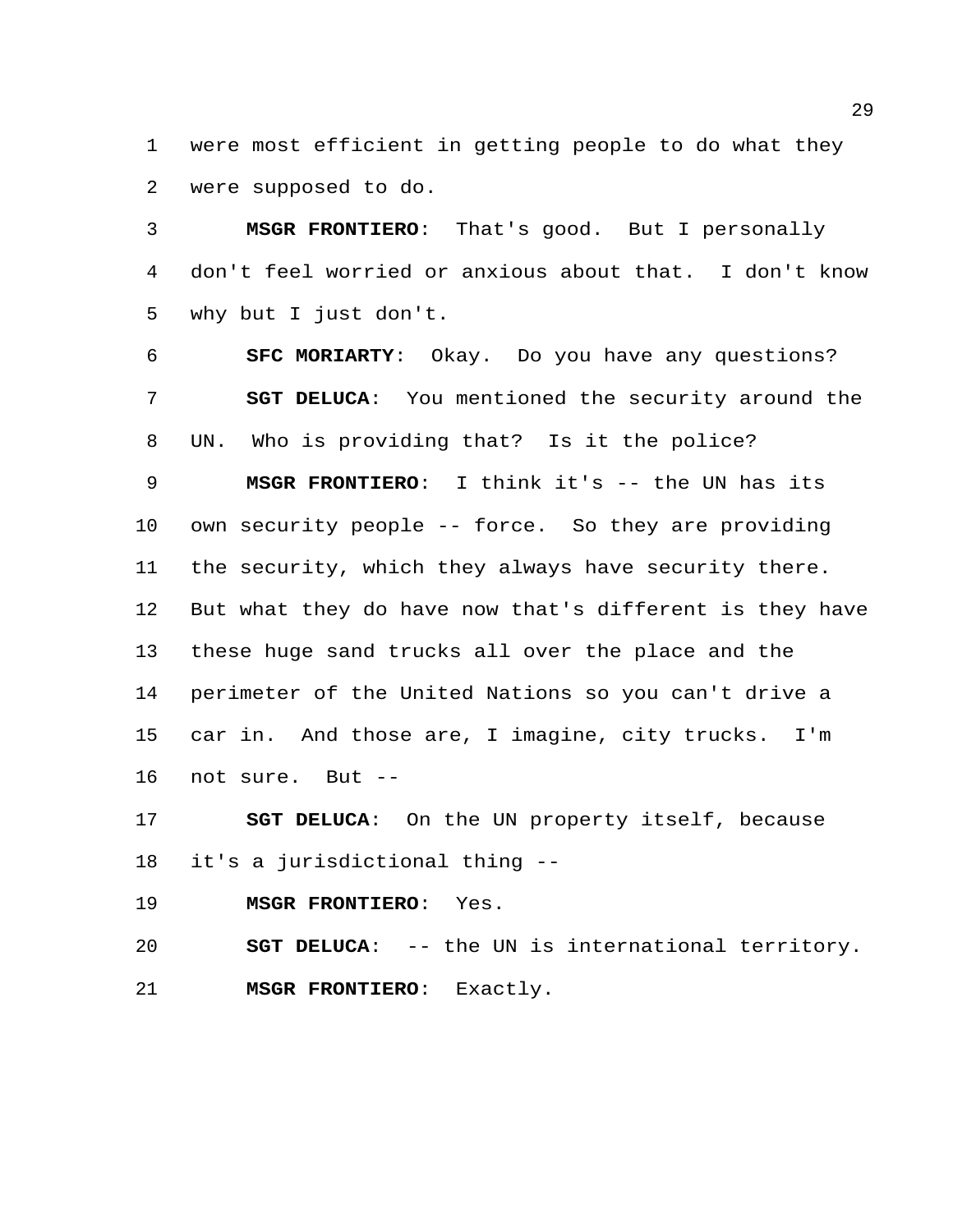were most efficient in getting people to do what they were supposed to do.

**MSGR FRONTIERO**: That's good. But I personally don't feel worried or anxious about that. I don't know why but I just don't.

**SFC MORIARTY**: Okay. Do you have any questions?

**SGT DELUCA**: You mentioned the security around the UN. Who is providing that? Is it the police?

**MSGR FRONTIERO**: I think it's -- the UN has its own security people -- force. So they are providing the security, which they always have security there. But what they do have now that's different is they have these huge sand trucks all over the place and the perimeter of the United Nations so you can't drive a car in. And those are, I imagine, city trucks. I'm not sure. But --

**SGT DELUCA**: On the UN property itself, because it's a jurisdictional thing --

**MSGR FRONTIERO**: Yes.

**SGT DELUCA**: -- the UN is international territory.

**MSGR FRONTIERO**: Exactly.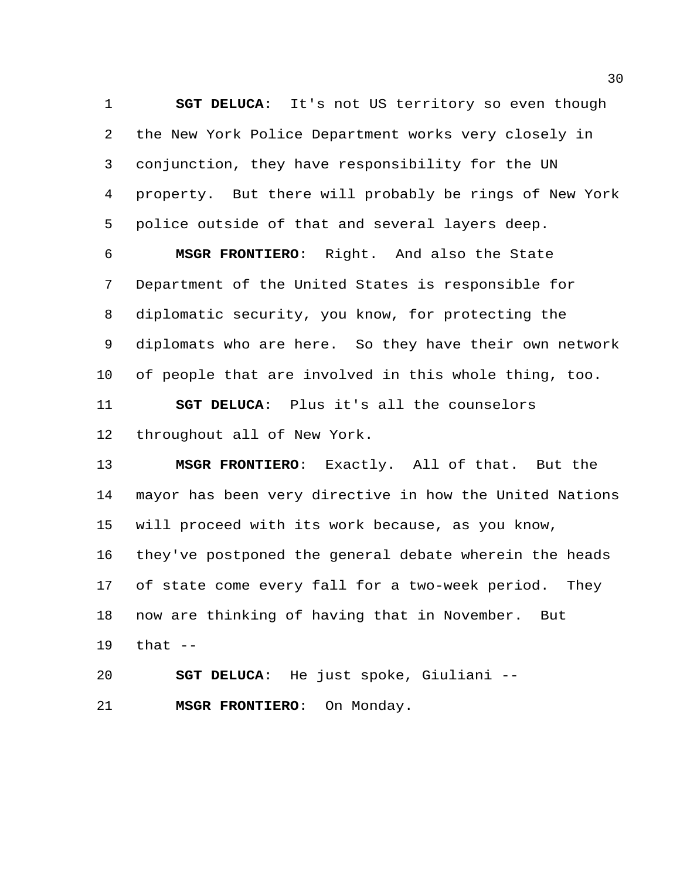**SGT DELUCA**: It's not US territory so even though the New York Police Department works very closely in conjunction, they have responsibility for the UN property. But there will probably be rings of New York police outside of that and several layers deep.

**MSGR FRONTIERO**: Right. And also the State Department of the United States is responsible for diplomatic security, you know, for protecting the diplomats who are here. So they have their own network of people that are involved in this whole thing, too.

**SGT DELUCA**: Plus it's all the counselors throughout all of New York.

**MSGR FRONTIERO**: Exactly. All of that. But the mayor has been very directive in how the United Nations will proceed with its work because, as you know, they've postponed the general debate wherein the heads of state come every fall for a two-week period. They now are thinking of having that in November. But that --

**SGT DELUCA**: He just spoke, Giuliani --

**MSGR FRONTIERO**: On Monday.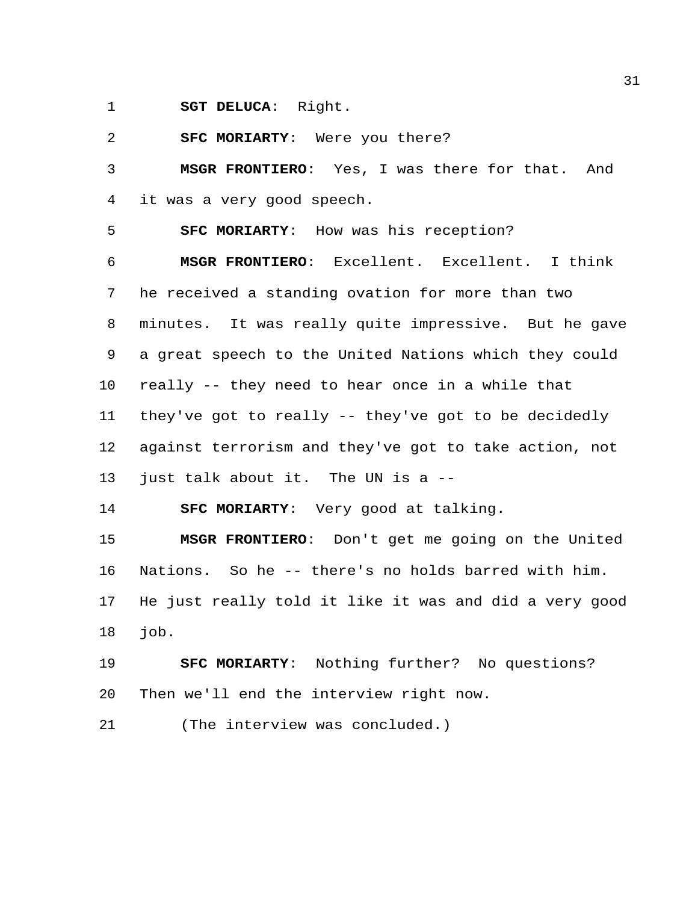**SGT DELUCA**: Right.

**SFC MORIARTY**: Were you there?

**MSGR FRONTIERO**: Yes, I was there for that. And it was a very good speech.

**SFC MORIARTY**: How was his reception?

**MSGR FRONTIERO**: Excellent. Excellent. I think he received a standing ovation for more than two minutes. It was really quite impressive. But he gave a great speech to the United Nations which they could really -- they need to hear once in a while that they've got to really -- they've got to be decidedly against terrorism and they've got to take action, not just talk about it. The UN is a --

**SFC MORIARTY**: Very good at talking.

**MSGR FRONTIERO**: Don't get me going on the United Nations. So he -- there's no holds barred with him. He just really told it like it was and did a very good job.

**SFC MORIARTY**: Nothing further? No questions? Then we'll end the interview right now.

(The interview was concluded.)